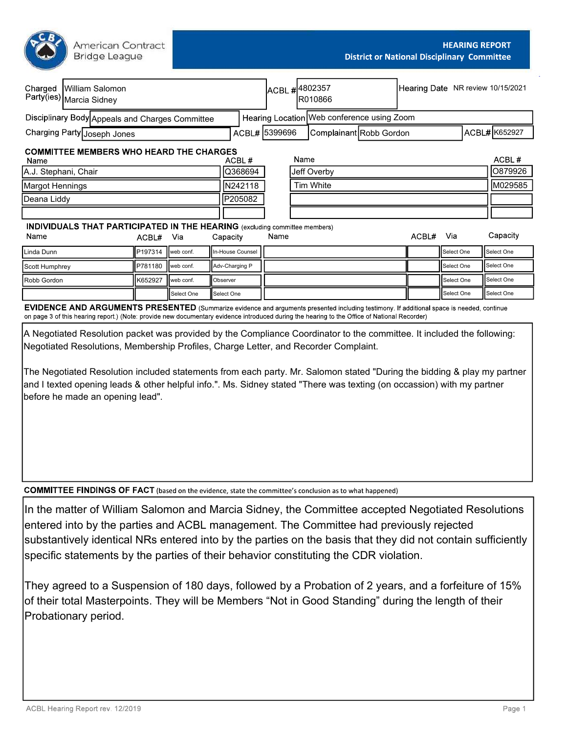American Contract Bridge League

# HEARING REPORT
## District or National Disciplinary Committee

| Charged Party(ies) | William Salomon<br>Marcia Sidney | ACBL # | 4802357<br>R010866 | Hearing Date | NR review 10/15/2021 |
|---|---|---|---|---|---|
| Disciplinary Body | Appeals and Charges Committee | Hearing Location | Web conference using Zoom | | |
| Charging Party | Joseph Jones | ACBL# | 5399696 | Complainant | Robb Gordon | ACBL# K652927 |

### COMMITTEE MEMBERS WHO HEARD THE CHARGES

| Name | ACBL # | Name | ACBL # |
|---|---|---|---|
| A.J. Stephani, Chair | Q368694 | Jeff Overby | O879926 |
| Margot Hennings | N242118 | Tim White | M029585 |
| Deana Liddy | P205082 | | |
| | | | |

### INDIVIDUALS THAT PARTICIPATED IN THE HEARING (excluding committee members)

| Name | ACBL# | Via | Capacity | Name | ACBL# | Via | Capacity |
|---|---|---|---|---|---|---|---|
| Linda Dunn | P197314 | web conf. | In-House Counsel | | | Select One | Select One |
| Scott Humphrey | P781180 | web conf. | Adv-Charging P | | | Select One | Select One |
| Robb Gordon | K652927 | web conf. | Observer | | | Select One | Select One |
| | | Select One | Select One | | | Select One | Select One |

### EVIDENCE AND ARGUMENTS PRESENTED (Summarize evidence and arguments presented including testimony. If additional space is needed, continue on page 3 of this hearing report.) (Note: provide new documentary evidence introduced during the hearing to the Office of National Recorder)

A Negotiated Resolution packet was provided by the Compliance Coordinator to the committee. It included the following: Negotiated Resolutions, Membership Profiles, Charge Letter, and Recorder Complaint.

The Negotiated Resolution included statements from each party. Mr. Salomon stated "During the bidding & play my partner and I texted opening leads & other helpful info.". Ms. Sidney stated "There was texting (on occassion) with my partner before he made an opening lead".

### COMMITTEE FINDINGS OF FACT (based on the evidence, state the committee's conclusion as to what happened)

In the matter of William Salomon and Marcia Sidney, the Committee accepted Negotiated Resolutions entered into by the parties and ACBL management. The Committee had previously rejected substantively identical NRs entered into by the parties on the basis that they did not contain sufficiently specific statements by the parties of their behavior constituting the CDR violation.

They agreed to a Suspension of 180 days, followed by a Probation of 2 years, and a forfeiture of 15% of their total Masterpoints. They will be Members "Not in Good Standing" during the length of their Probationary period.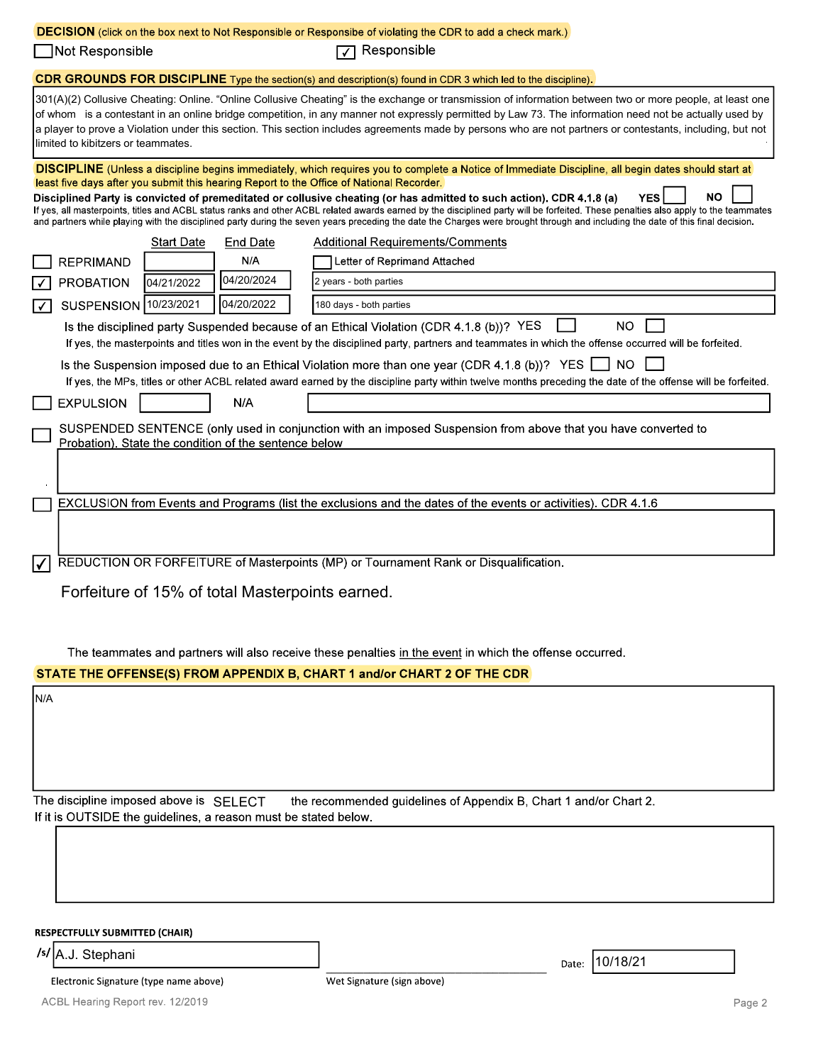**DECISION** (click on the box next to Not Responsible or Responsibe of violating the CDR to add a check mark.)

☐ Not Responsible ☑ Responsible

**CDR GROUNDS FOR DISCIPLINE** Type the section(s) and description(s) found in CDR 3 which led to the discipline).

301(A)(2) Collusive Cheating: Online. "Online Collusive Cheating" is the exchange or transmission of information between two or more people, at least one of whom is a contestant in an online bridge competition, in any manner not expressly permitted by Law 73. The information need not be actually used by a player to prove a Violation under this section. This section includes agreements made by persons who are not partners or contestants, including, but not limited to kibitzers or teammates.

**DISCIPLINE** (Unless a discipline begins immediately, which requires you to complete a Notice of Immediate Discipline, all begin dates should start at least five days after you submit this hearing Report to the Office of National Recorder.

**Disciplined Party is convicted of premeditated or collusive cheating (or has admitted to such action). CDR 4.1.8 (a)** YES ☐ NO ☐

If yes, all masterpoints, titles and ACBL status ranks and other ACBL related awards earned by the disciplined party will be forfeited. These penalties also apply to the teammates and partners while playing with the disciplined party during the seven years preceding the date the Charges were brought through and including the date of this final decision.

| | Start Date | End Date | Additional Requirements/Comments |
|---|---|---|---|
| ☐ REPRIMAND | | N/A | ☐ Letter of Reprimand Attached |
| ☑ PROBATION | 04/21/2022 | 04/20/2024 | 2 years - both parties |
| ☑ SUSPENSION | 10/23/2021 | 04/20/2022 | 180 days - both parties |

Is the disciplined party Suspended because of an Ethical Violation (CDR 4.1.8 (b))? YES ☐ NO ☐

If yes, the masterpoints and titles won in the event by the disciplined party, partners and teammates in which the offense occurred will be forfeited.

Is the Suspension imposed due to an Ethical Violation more than one year (CDR 4.1.8 (b))? YES ☐ NO ☐

If yes, the MPs, titles or other ACBL related award earned by the discipline party within twelve months preceding the date of the offense will be forfeited.

☐ EXPULSION N/A

☐ SUSPENDED SENTENCE (only used in conjunction with an imposed Suspension from above that you have converted to Probation). State the condition of the sentence below

☐ EXCLUSION from Events and Programs (list the exclusions and the dates of the events or activities). CDR 4.1.6

☑ REDUCTION OR FORFEITURE of Masterpoints (MP) or Tournament Rank or Disqualification.

Forfeiture of 15% of total Masterpoints earned.

The teammates and partners will also receive these penalties in the event in which the offense occurred.

**STATE THE OFFENSE(S) FROM APPENDIX B, CHART 1 and/or CHART 2 OF THE CDR**

N/A

The discipline imposed above is SELECT the recommended guidelines of Appendix B, Chart 1 and/or Chart 2.

If it is OUTSIDE the guidelines, a reason must be stated below.

**RESPECTFULLY SUBMITTED (CHAIR)**

/s/ A.J. Stephani

Electronic Signature (type name above)

Wet Signature (sign above)

Date: 10/18/21

ACBL Hearing Report rev. 12/2019